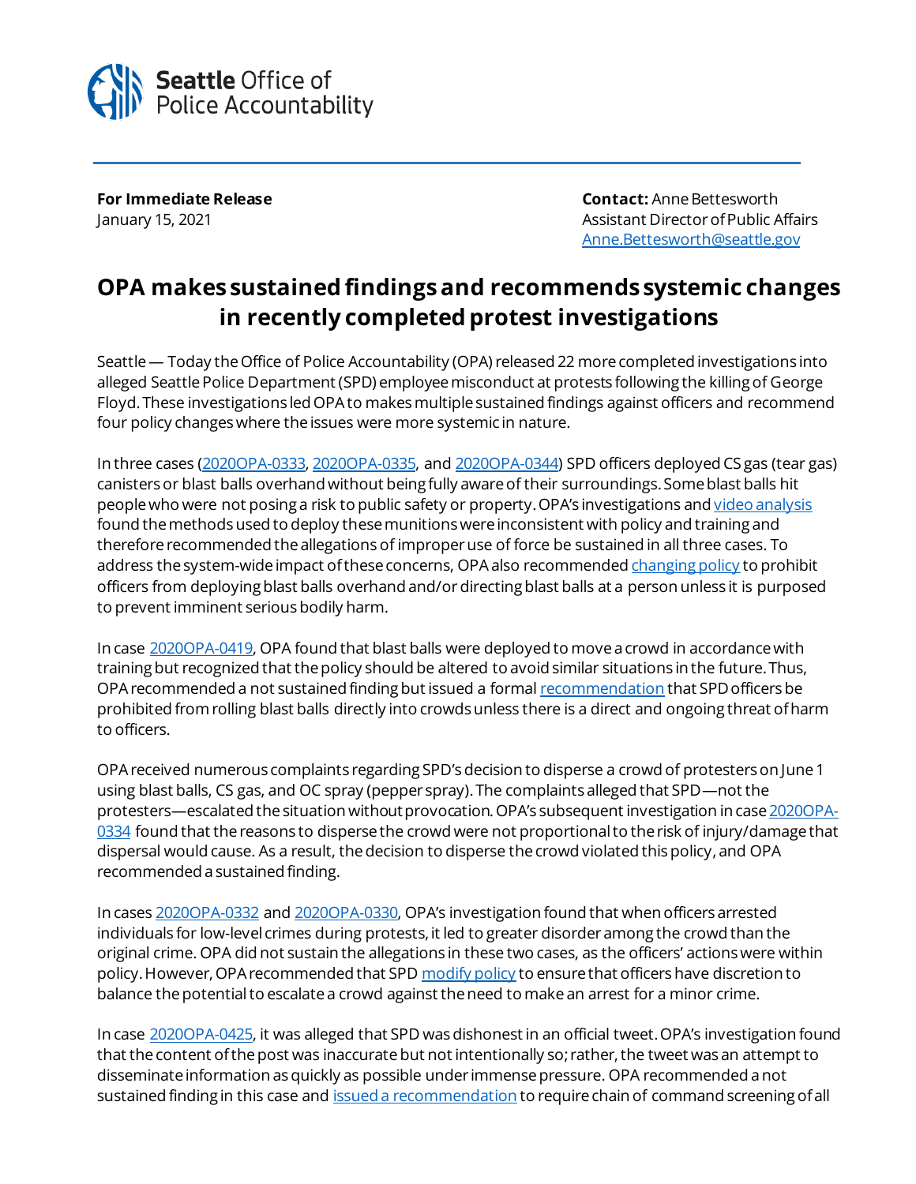**Seattle** Office of Police Accountability

**For Immediate Release**
January 15, 2021

**Contact:** Anne Bettesworth
Assistant Director of Public Affairs
Anne.Bettesworth@seattle.gov

# OPA makes sustained findings and recommends systemic changes in recently completed protest investigations

Seattle — Today the Office of Police Accountability (OPA) released 22 more completed investigations into alleged Seattle Police Department (SPD) employee misconduct at protests following the killing of George Floyd. These investigations led OPA to makes multiple sustained findings against officers and recommend four policy changes where the issues were more systemic in nature.

In three cases (2020OPA-0333, 2020OPA-0335, and 2020OPA-0344) SPD officers deployed CS gas (tear gas) canisters or blast balls overhand without being fully aware of their surroundings. Some blast balls hit people who were not posing a risk to public safety or property. OPA's investigations and video analysis found the methods used to deploy these munitions were inconsistent with policy and training and therefore recommended the allegations of improper use of force be sustained in all three cases. To address the system-wide impact of these concerns, OPA also recommended changing policy to prohibit officers from deploying blast balls overhand and/or directing blast balls at a person unless it is purposed to prevent imminent serious bodily harm.

In case 2020OPA-0419, OPA found that blast balls were deployed to move a crowd in accordance with training but recognized that the policy should be altered to avoid similar situations in the future. Thus, OPA recommended a not sustained finding but issued a formal recommendation that SPD officers be prohibited from rolling blast balls directly into crowds unless there is a direct and ongoing threat of harm to officers.

OPA received numerous complaints regarding SPD's decision to disperse a crowd of protesters on June 1 using blast balls, CS gas, and OC spray (pepper spray). The complaints alleged that SPD—not the protesters—escalated the situation without provocation. OPA's subsequent investigation in case 2020OPA-0334 found that the reasons to disperse the crowd were not proportional to the risk of injury/damage that dispersal would cause. As a result, the decision to disperse the crowd violated this policy, and OPA recommended a sustained finding.

In cases 2020OPA-0332 and 2020OPA-0330, OPA's investigation found that when officers arrested individuals for low-level crimes during protests, it led to greater disorder among the crowd than the original crime. OPA did not sustain the allegations in these two cases, as the officers' actions were within policy. However, OPA recommended that SPD modify policy to ensure that officers have discretion to balance the potential to escalate a crowd against the need to make an arrest for a minor crime.

In case 2020OPA-0425, it was alleged that SPD was dishonest in an official tweet. OPA's investigation found that the content of the post was inaccurate but not intentionally so; rather, the tweet was an attempt to disseminate information as quickly as possible under immense pressure. OPA recommended a not sustained finding in this case and issued a recommendation to require chain of command screening of all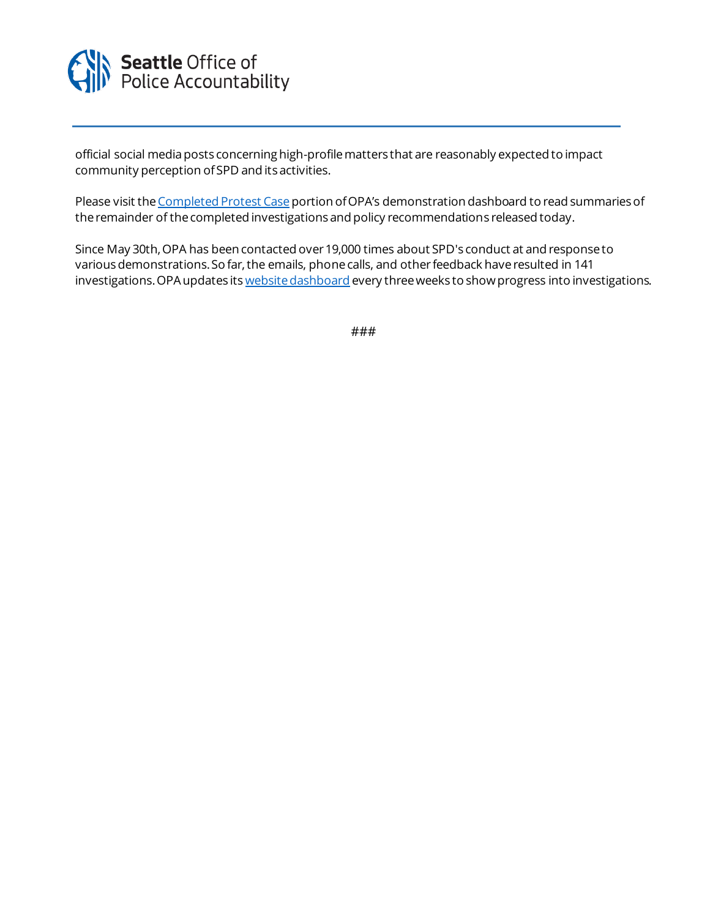official social media posts concerning high-profile matters that are reasonably expected to impact community perception of SPD and its activities.

Please visit the [Completed Protest Case] portion of OPA's demonstration dashboard to read summaries of the remainder of the completed investigations and policy recommendations released today.

Since May 30th, OPA has been contacted over 19,000 times about SPD's conduct at and response to various demonstrations. So far, the emails, phone calls, and other feedback have resulted in 141 investigations. OPA updates its [website dashboard] every three weeks to show progress into investigations.

###